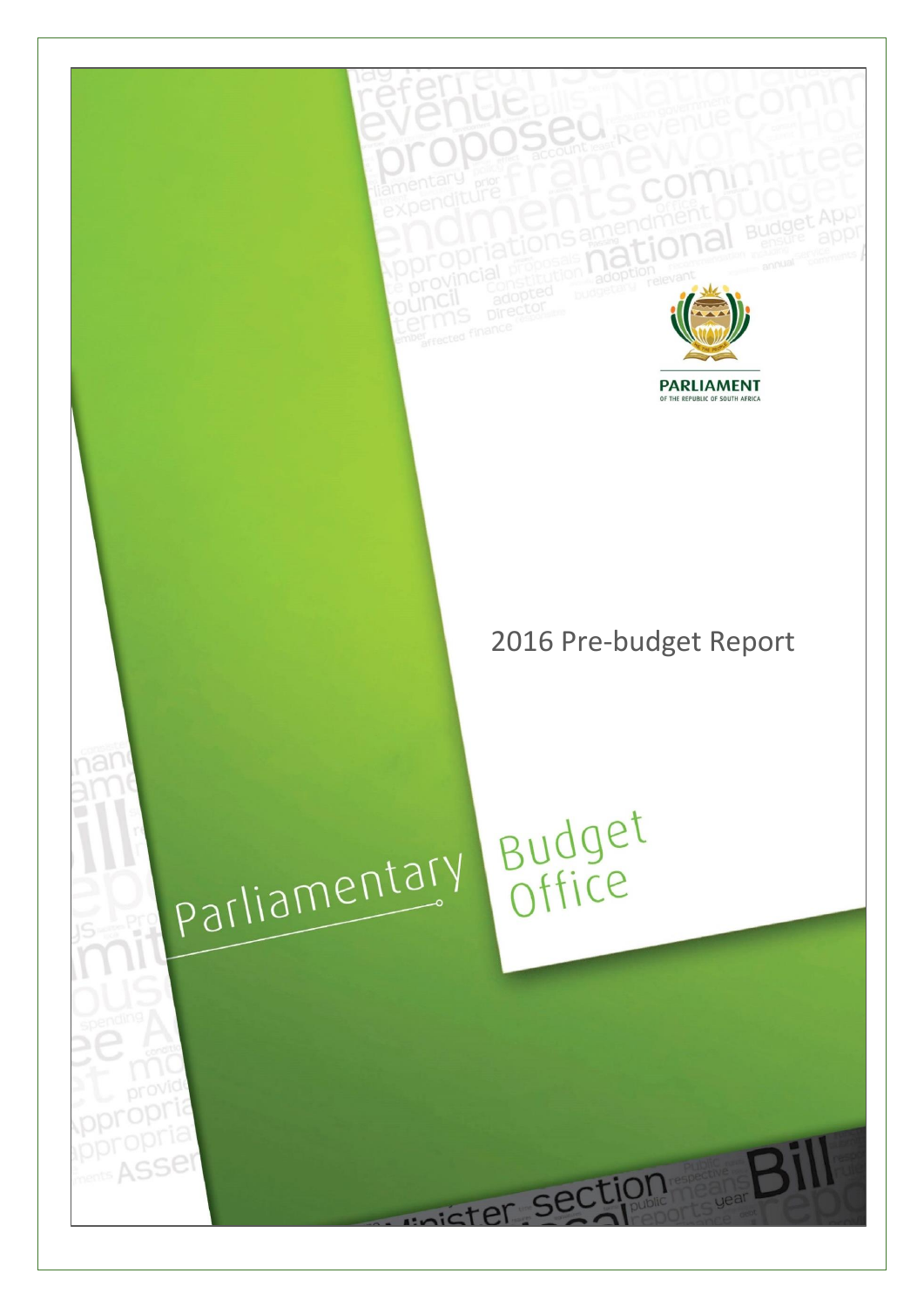PARLIAMENT
OF THE REPUBLIC OF SOUTH AFRICA

# 2016 Pre-budget Report

Parliamentary Budget Office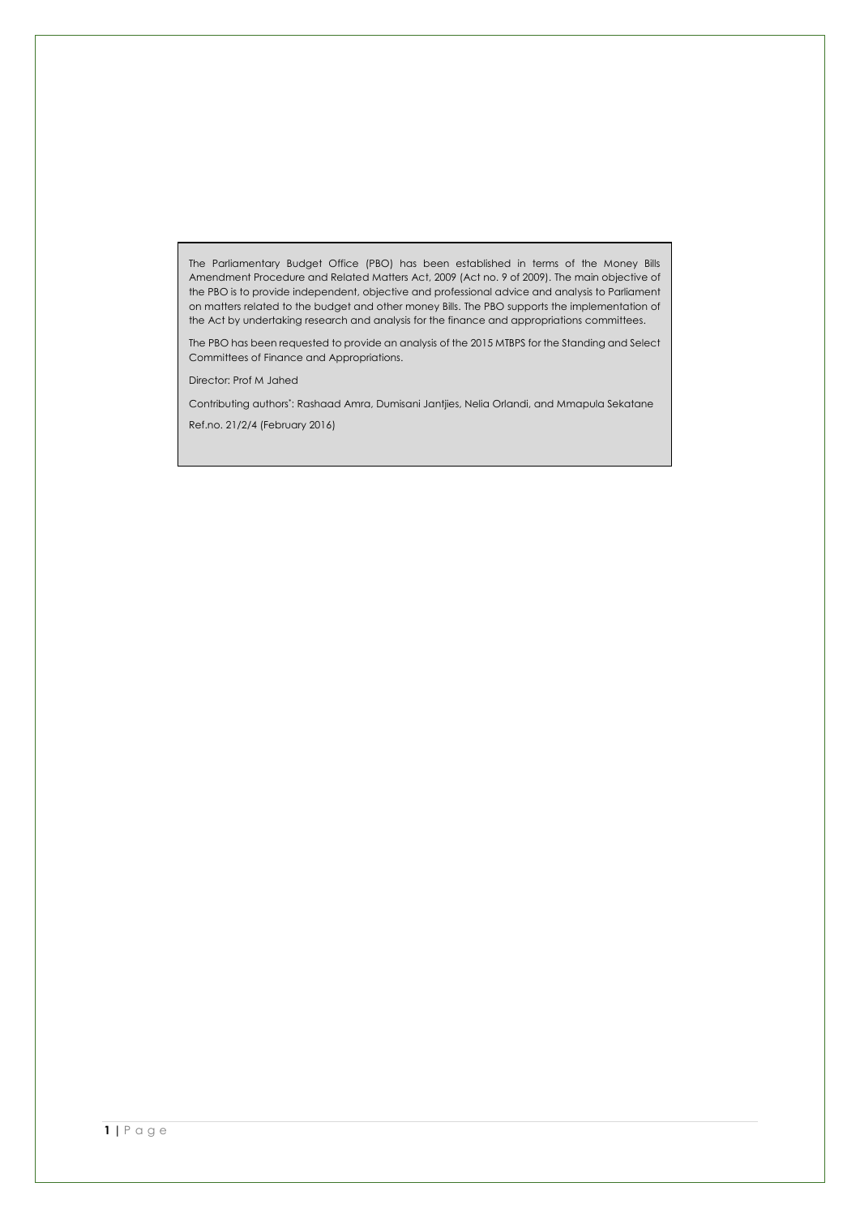The Parliamentary Budget Office (PBO) has been established in terms of the Money Bills Amendment Procedure and Related Matters Act, 2009 (Act no. 9 of 2009). The main objective of the PBO is to provide independent, objective and professional advice and analysis to Parliament on matters related to the budget and other money Bills. The PBO supports the implementation of the Act by undertaking research and analysis for the finance and appropriations committees.

The PBO has been requested to provide an analysis of the 2015 MTBPS for the Standing and Select Committees of Finance and Appropriations.

Director: Prof M Jahed

Contributing authors*: Rashaad Amra, Dumisani Jantjies, Nelia Orlandi, and Mmapula Sekatane

Ref.no. 21/2/4 (February 2016)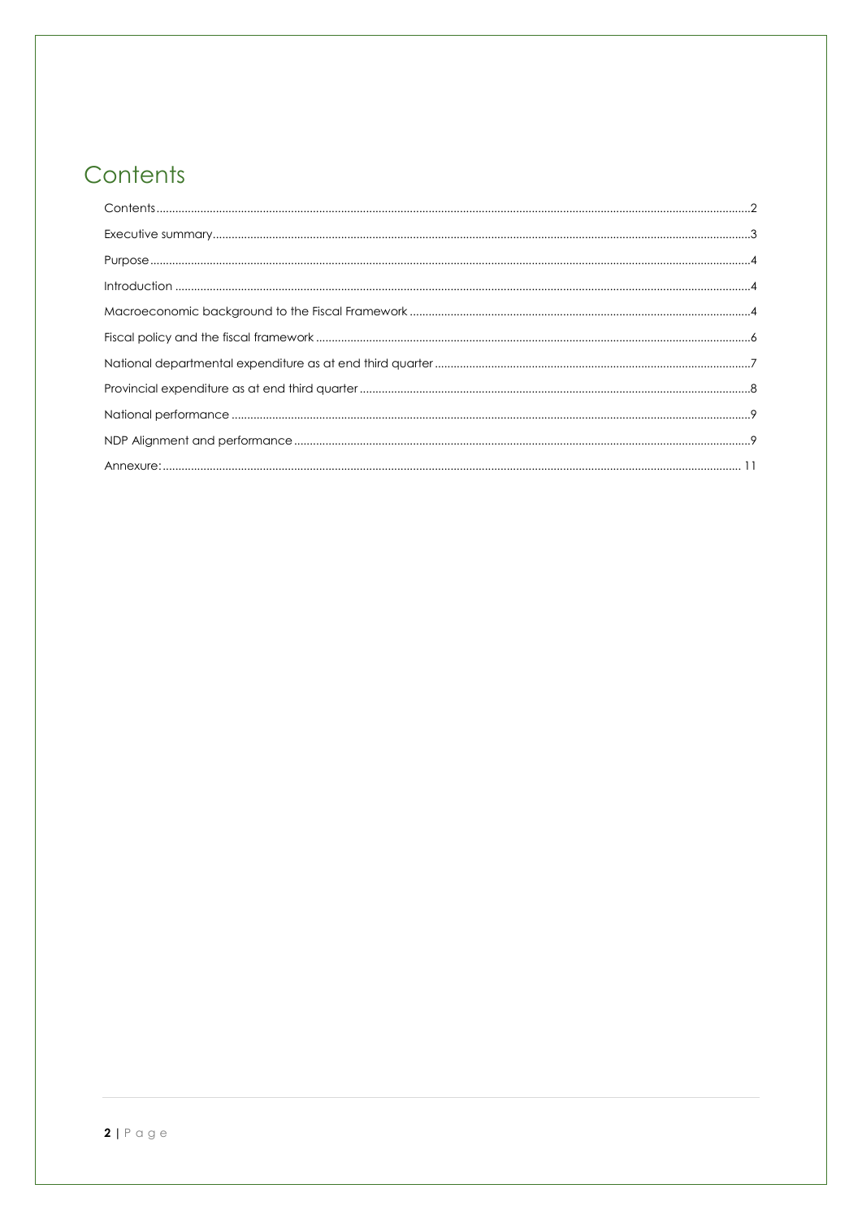# Contents

Contents .......................................................................................................................................................................2

Executive summary.......................................................................................................................................................3

Purpose.........................................................................................................................................................................4

Introduction .................................................................................................................................................................4

Macroeconomic background to the Fiscal Framework ...........................................................................................4

Fiscal policy and the fiscal framework ......................................................................................................................6

National departmental expenditure as at end third quarter ...................................................................................7

Provincial expenditure as at end third quarter ..........................................................................................................8

National performance ...................................................................................................................................................9

NDP Alignment and performance ...............................................................................................................................9

Annexure: ................................................................................................................................................................... 11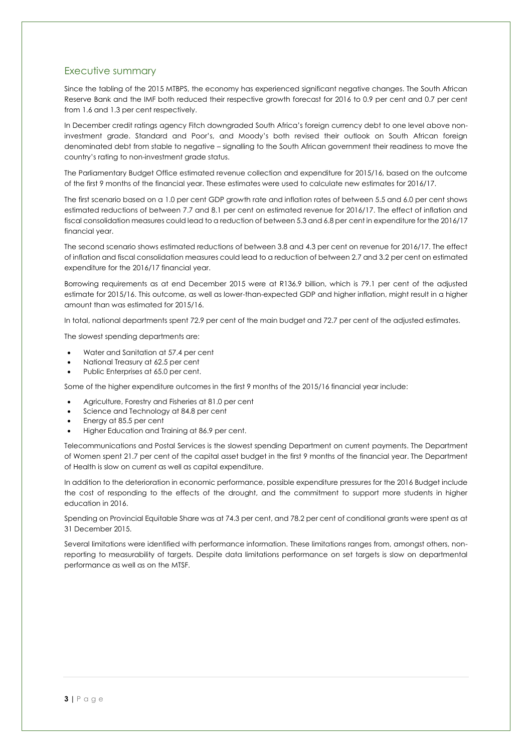## Executive summary

Since the tabling of the 2015 MTBPS, the economy has experienced significant negative changes. The South African Reserve Bank and the IMF both reduced their respective growth forecast for 2016 to 0.9 per cent and 0.7 per cent from 1.6 and 1.3 per cent respectively.

In December credit ratings agency Fitch downgraded South Africa's foreign currency debt to one level above non-investment grade. Standard and Poor's, and Moody's both revised their outlook on South African foreign denominated debt from stable to negative – signalling to the South African government their readiness to move the country's rating to non-investment grade status.

The Parliamentary Budget Office estimated revenue collection and expenditure for 2015/16, based on the outcome of the first 9 months of the financial year. These estimates were used to calculate new estimates for 2016/17.

The first scenario based on a 1.0 per cent GDP growth rate and inflation rates of between 5.5 and 6.0 per cent shows estimated reductions of between 7.7 and 8.1 per cent on estimated revenue for 2016/17. The effect of inflation and fiscal consolidation measures could lead to a reduction of between 5.3 and 6.8 per cent in expenditure for the 2016/17 financial year.

The second scenario shows estimated reductions of between 3.8 and 4.3 per cent on revenue for 2016/17. The effect of inflation and fiscal consolidation measures could lead to a reduction of between 2.7 and 3.2 per cent on estimated expenditure for the 2016/17 financial year.

Borrowing requirements as at end December 2015 were at R136.9 billion, which is 79.1 per cent of the adjusted estimate for 2015/16. This outcome, as well as lower-than-expected GDP and higher inflation, might result in a higher amount than was estimated for 2015/16.

In total, national departments spent 72.9 per cent of the main budget and 72.7 per cent of the adjusted estimates.

The slowest spending departments are:

- Water and Sanitation at 57.4 per cent
- National Treasury at 62.5 per cent
- Public Enterprises at 65.0 per cent.

Some of the higher expenditure outcomes in the first 9 months of the 2015/16 financial year include:

- Agriculture, Forestry and Fisheries at 81.0 per cent
- Science and Technology at 84.8 per cent
- Energy at 85.5 per cent
- Higher Education and Training at 86.9 per cent.

Telecommunications and Postal Services is the slowest spending Department on current payments. The Department of Women spent 21.7 per cent of the capital asset budget in the first 9 months of the financial year. The Department of Health is slow on current as well as capital expenditure.

In addition to the deterioration in economic performance, possible expenditure pressures for the 2016 Budget include the cost of responding to the effects of the drought, and the commitment to support more students in higher education in 2016.

Spending on Provincial Equitable Share was at 74.3 per cent, and 78.2 per cent of conditional grants were spent as at 31 December 2015.

Several limitations were identified with performance information. These limitations ranges from, amongst others, non-reporting to measurability of targets. Despite data limitations performance on set targets is slow on departmental performance as well as on the MTSF.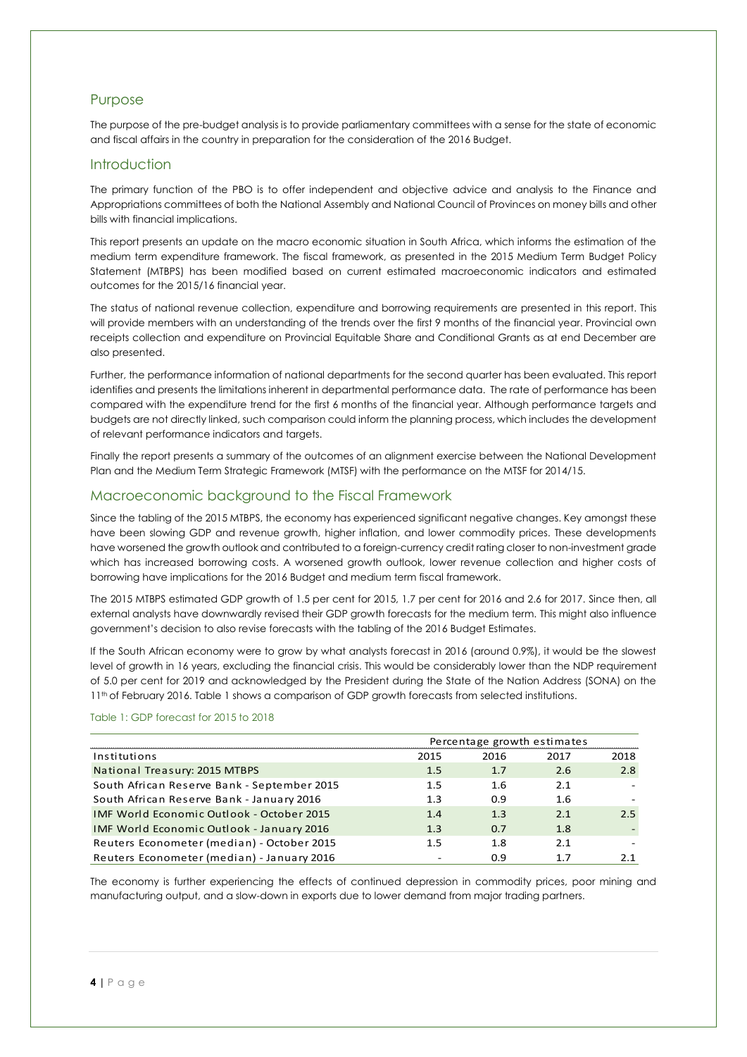## Purpose

The purpose of the pre-budget analysis is to provide parliamentary committees with a sense for the state of economic and fiscal affairs in the country in preparation for the consideration of the 2016 Budget.

## Introduction

The primary function of the PBO is to offer independent and objective advice and analysis to the Finance and Appropriations committees of both the National Assembly and National Council of Provinces on money bills and other bills with financial implications.

This report presents an update on the macro economic situation in South Africa, which informs the estimation of the medium term expenditure framework. The fiscal framework, as presented in the 2015 Medium Term Budget Policy Statement (MTBPS) has been modified based on current estimated macroeconomic indicators and estimated outcomes for the 2015/16 financial year.

The status of national revenue collection, expenditure and borrowing requirements are presented in this report. This will provide members with an understanding of the trends over the first 9 months of the financial year. Provincial own receipts collection and expenditure on Provincial Equitable Share and Conditional Grants as at end December are also presented.

Further, the performance information of national departments for the second quarter has been evaluated. This report identifies and presents the limitations inherent in departmental performance data. The rate of performance has been compared with the expenditure trend for the first 6 months of the financial year. Although performance targets and budgets are not directly linked, such comparison could inform the planning process, which includes the development of relevant performance indicators and targets.

Finally the report presents a summary of the outcomes of an alignment exercise between the National Development Plan and the Medium Term Strategic Framework (MTSF) with the performance on the MTSF for 2014/15.

## Macroeconomic background to the Fiscal Framework

Since the tabling of the 2015 MTBPS, the economy has experienced significant negative changes. Key amongst these have been slowing GDP and revenue growth, higher inflation, and lower commodity prices. These developments have worsened the growth outlook and contributed to a foreign-currency credit rating closer to non-investment grade which has increased borrowing costs. A worsened growth outlook, lower revenue collection and higher costs of borrowing have implications for the 2016 Budget and medium term fiscal framework.

The 2015 MTBPS estimated GDP growth of 1.5 per cent for 2015, 1.7 per cent for 2016 and 2.6 for 2017. Since then, all external analysts have downwardly revised their GDP growth forecasts for the medium term. This might also influence government's decision to also revise forecasts with the tabling of the 2016 Budget Estimates.

If the South African economy were to grow by what analysts forecast in 2016 (around 0.9%), it would be the slowest level of growth in 16 years, excluding the financial crisis. This would be considerably lower than the NDP requirement of 5.0 per cent for 2019 and acknowledged by the President during the State of the Nation Address (SONA) on the 11th of February 2016. Table 1 shows a comparison of GDP growth forecasts from selected institutions.

Table 1: GDP forecast for 2015 to 2018

| | Percentage growth estimates | | | |
|---|---|---|---|---|
| Institutions | 2015 | 2016 | 2017 | 2018 |
| National Treasury: 2015 MTBPS | 1.5 | 1.7 | 2.6 | 2.8 |
| South African Reserve Bank - September 2015 | 1.5 | 1.6 | 2.1 | - |
| South African Reserve Bank - January 2016 | 1.3 | 0.9 | 1.6 | - |
| IMF World Economic Outlook - October 2015 | 1.4 | 1.3 | 2.1 | 2.5 |
| IMF World Economic Outlook - January 2016 | 1.3 | 0.7 | 1.8 | - |
| Reuters Econometer (median) - October 2015 | 1.5 | 1.8 | 2.1 | - |
| Reuters Econometer (median) - January 2016 | - | 0.9 | 1.7 | 2.1 |

The economy is further experiencing the effects of continued depression in commodity prices, poor mining and manufacturing output, and a slow-down in exports due to lower demand from major trading partners.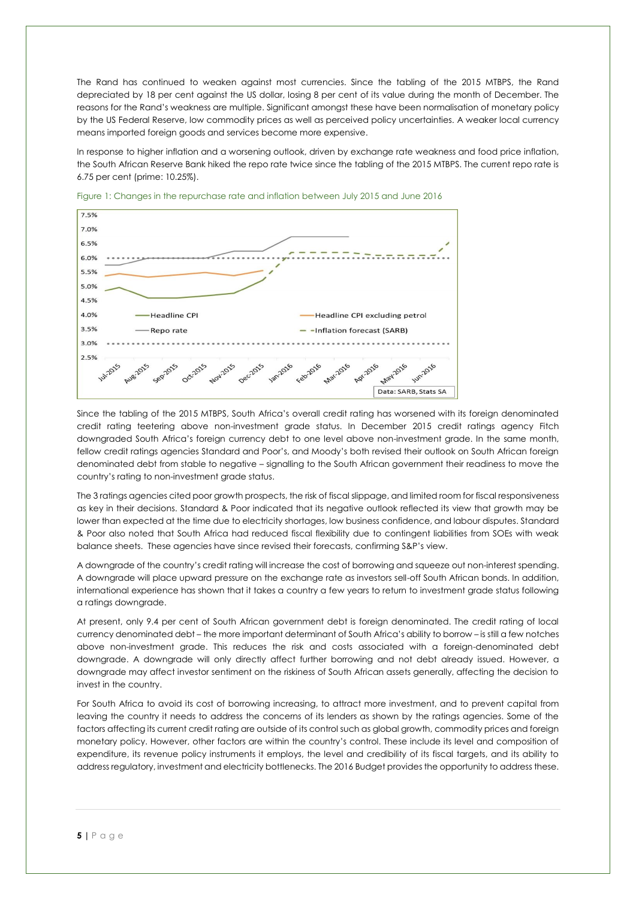The Rand has continued to weaken against most currencies. Since the tabling of the 2015 MTBPS, the Rand depreciated by 18 per cent against the US dollar, losing 8 per cent of its value during the month of December. The reasons for the Rand's weakness are multiple. Significant amongst these have been normalisation of monetary policy by the US Federal Reserve, low commodity prices as well as perceived policy uncertainties. A weaker local currency means imported foreign goods and services become more expensive.

In response to higher inflation and a worsening outlook, driven by exchange rate weakness and food price inflation, the South African Reserve Bank hiked the repo rate twice since the tabling of the 2015 MTBPS. The current repo rate is 6.75 per cent (prime: 10.25%).

Figure 1: Changes in the repurchase rate and inflation between July 2015 and June 2016

Since the tabling of the 2015 MTBPS, South Africa's overall credit rating has worsened with its foreign denominated credit rating teetering above non-investment grade status. In December 2015 credit ratings agency Fitch downgraded South Africa's foreign currency debt to one level above non-investment grade. In the same month, fellow credit ratings agencies Standard and Poor's, and Moody's both revised their outlook on South African foreign denominated debt from stable to negative – signalling to the South African government their readiness to move the country's rating to non-investment grade status.

The 3 ratings agencies cited poor growth prospects, the risk of fiscal slippage, and limited room for fiscal responsiveness as key in their decisions. Standard & Poor indicated that its negative outlook reflected its view that growth may be lower than expected at the time due to electricity shortages, low business confidence, and labour disputes. Standard & Poor also noted that South Africa had reduced fiscal flexibility due to contingent liabilities from SOEs with weak balance sheets. These agencies have since revised their forecasts, confirming S&P's view.

A downgrade of the country's credit rating will increase the cost of borrowing and squeeze out non-interest spending. A downgrade will place upward pressure on the exchange rate as investors sell-off South African bonds. In addition, international experience has shown that it takes a country a few years to return to investment grade status following a ratings downgrade.

At present, only 9.4 per cent of South African government debt is foreign denominated. The credit rating of local currency denominated debt – the more important determinant of South Africa's ability to borrow – is still a few notches above non-investment grade. This reduces the risk and costs associated with a foreign-denominated debt downgrade. A downgrade will only directly affect further borrowing and not debt already issued. However, a downgrade may affect investor sentiment on the riskiness of South African assets generally, affecting the decision to invest in the country.

For South Africa to avoid its cost of borrowing increasing, to attract more investment, and to prevent capital from leaving the country it needs to address the concerns of its lenders as shown by the ratings agencies. Some of the factors affecting its current credit rating are outside of its control such as global growth, commodity prices and foreign monetary policy. However, other factors are within the country's control. These include its level and composition of expenditure, its revenue policy instruments it employs, the level and credibility of its fiscal targets, and its ability to address regulatory, investment and electricity bottlenecks. The 2016 Budget provides the opportunity to address these.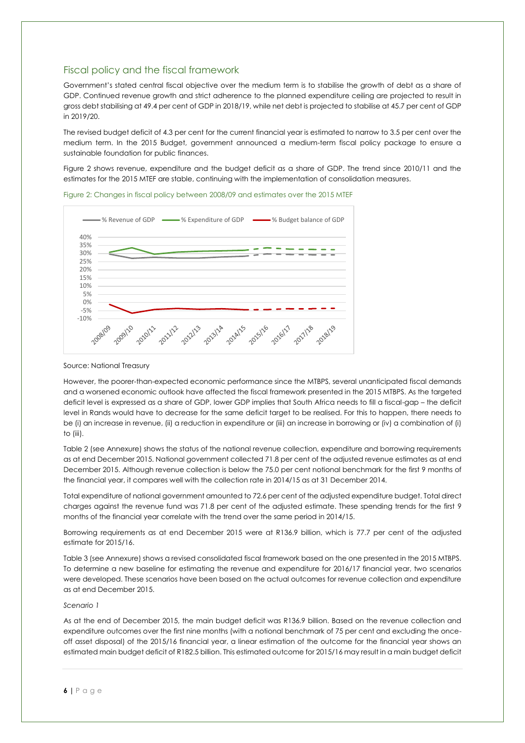## Fiscal policy and the fiscal framework

Government's stated central fiscal objective over the medium term is to stabilise the growth of debt as a share of GDP. Continued revenue growth and strict adherence to the planned expenditure ceiling are projected to result in gross debt stabilising at 49.4 per cent of GDP in 2018/19, while net debt is projected to stabilise at 45.7 per cent of GDP in 2019/20.

The revised budget deficit of 4.3 per cent for the current financial year is estimated to narrow to 3.5 per cent over the medium term. In the 2015 Budget, government announced a medium-term fiscal policy package to ensure a sustainable foundation for public finances.

Figure 2 shows revenue, expenditure and the budget deficit as a share of GDP. The trend since 2010/11 and the estimates for the 2015 MTEF are stable, continuing with the implementation of consolidation measures.

Figure 2: Changes in fiscal policy between 2008/09 and estimates over the 2015 MTEF

Source: National Treasury

However, the poorer-than-expected economic performance since the MTBPS, several unanticipated fiscal demands and a worsened economic outlook have affected the fiscal framework presented in the 2015 MTBPS. As the targeted deficit level is expressed as a share of GDP, lower GDP implies that South Africa needs to fill a fiscal-gap – the deficit level in Rands would have to decrease for the same deficit target to be realised. For this to happen, there needs to be (i) an increase in revenue, (ii) a reduction in expenditure or (iii) an increase in borrowing or (iv) a combination of (i) to (iii).

Table 2 (see Annexure) shows the status of the national revenue collection, expenditure and borrowing requirements as at end December 2015. National government collected 71.8 per cent of the adjusted revenue estimates as at end December 2015. Although revenue collection is below the 75.0 per cent notional benchmark for the first 9 months of the financial year, it compares well with the collection rate in 2014/15 as at 31 December 2014.

Total expenditure of national government amounted to 72.6 per cent of the adjusted expenditure budget. Total direct charges against the revenue fund was 71.8 per cent of the adjusted estimate. These spending trends for the first 9 months of the financial year correlate with the trend over the same period in 2014/15.

Borrowing requirements as at end December 2015 were at R136.9 billion, which is 77.7 per cent of the adjusted estimate for 2015/16.

Table 3 (see Annexure) shows a revised consolidated fiscal framework based on the one presented in the 2015 MTBPS. To determine a new baseline for estimating the revenue and expenditure for 2016/17 financial year, two scenarios were developed. These scenarios have been based on the actual outcomes for revenue collection and expenditure as at end December 2015.

*Scenario 1*

As at the end of December 2015, the main budget deficit was R136.9 billion. Based on the revenue collection and expenditure outcomes over the first nine months (with a notional benchmark of 75 per cent and excluding the once-off asset disposal) of the 2015/16 financial year, a linear estimation of the outcome for the financial year shows an estimated main budget deficit of R182.5 billion. This estimated outcome for 2015/16 may result in a main budget deficit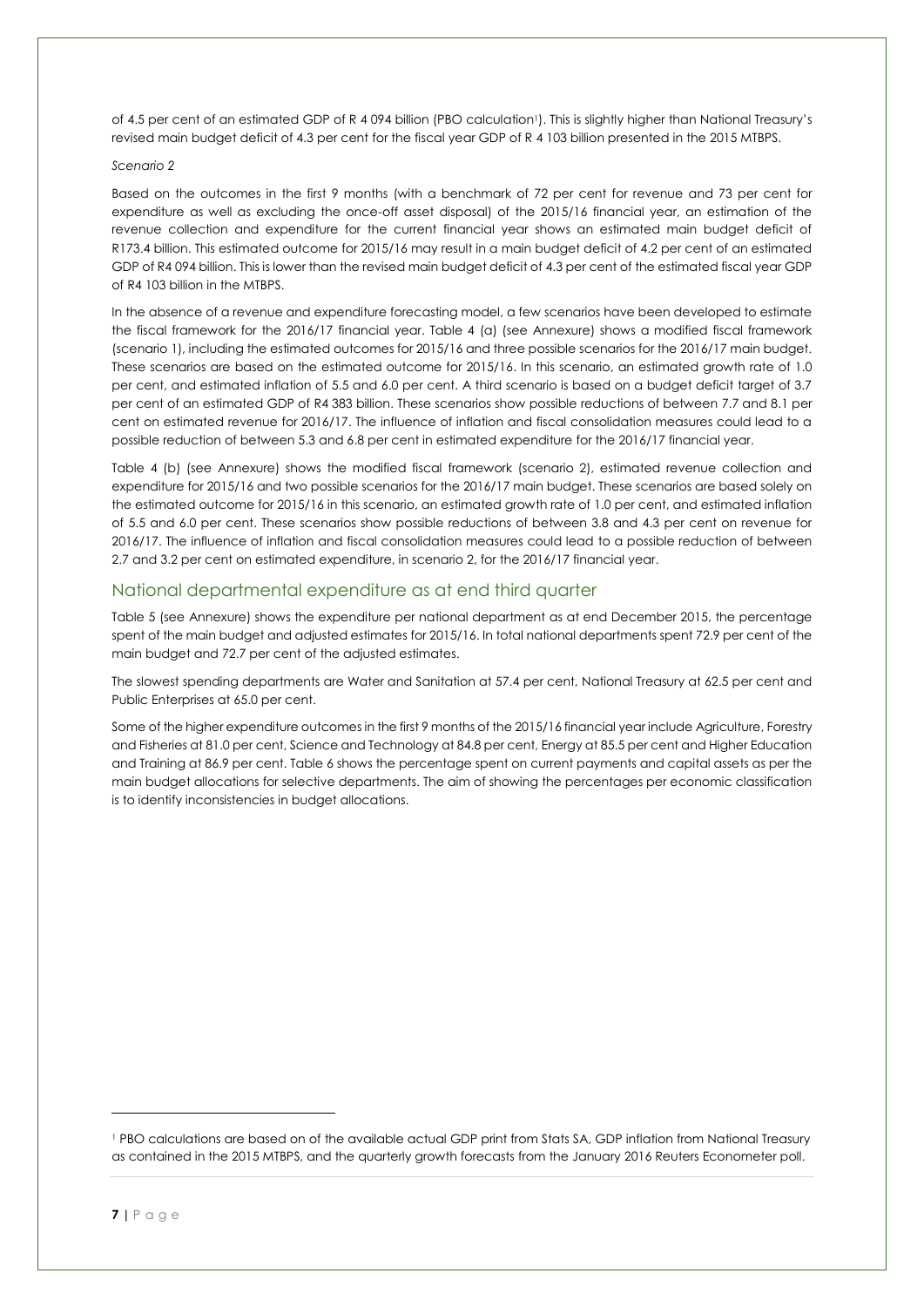of 4.5 per cent of an estimated GDP of R 4 094 billion (PBO calculation[1]). This is slightly higher than National Treasury's revised main budget deficit of 4.3 per cent for the fiscal year GDP of R 4 103 billion presented in the 2015 MTBPS.

*Scenario 2*

Based on the outcomes in the first 9 months (with a benchmark of 72 per cent for revenue and 73 per cent for expenditure as well as excluding the once-off asset disposal) of the 2015/16 financial year, an estimation of the revenue collection and expenditure for the current financial year shows an estimated main budget deficit of R173.4 billion. This estimated outcome for 2015/16 may result in a main budget deficit of 4.2 per cent of an estimated GDP of R4 094 billion. This is lower than the revised main budget deficit of 4.3 per cent of the estimated fiscal year GDP of R4 103 billion in the MTBPS.

In the absence of a revenue and expenditure forecasting model, a few scenarios have been developed to estimate the fiscal framework for the 2016/17 financial year. Table 4 (a) (see Annexure) shows a modified fiscal framework (scenario 1), including the estimated outcomes for 2015/16 and three possible scenarios for the 2016/17 main budget. These scenarios are based on the estimated outcome for 2015/16. In this scenario, an estimated growth rate of 1.0 per cent, and estimated inflation of 5.5 and 6.0 per cent. A third scenario is based on a budget deficit target of 3.7 per cent of an estimated GDP of R4 383 billion. These scenarios show possible reductions of between 7.7 and 8.1 per cent on estimated revenue for 2016/17. The influence of inflation and fiscal consolidation measures could lead to a possible reduction of between 5.3 and 6.8 per cent in estimated expenditure for the 2016/17 financial year.

Table 4 (b) (see Annexure) shows the modified fiscal framework (scenario 2), estimated revenue collection and expenditure for 2015/16 and two possible scenarios for the 2016/17 main budget. These scenarios are based solely on the estimated outcome for 2015/16 in this scenario, an estimated growth rate of 1.0 per cent, and estimated inflation of 5.5 and 6.0 per cent. These scenarios show possible reductions of between 3.8 and 4.3 per cent on revenue for 2016/17. The influence of inflation and fiscal consolidation measures could lead to a possible reduction of between 2.7 and 3.2 per cent on estimated expenditure, in scenario 2, for the 2016/17 financial year.

## National departmental expenditure as at end third quarter

Table 5 (see Annexure) shows the expenditure per national department as at end December 2015, the percentage spent of the main budget and adjusted estimates for 2015/16. In total national departments spent 72.9 per cent of the main budget and 72.7 per cent of the adjusted estimates.

The slowest spending departments are Water and Sanitation at 57.4 per cent, National Treasury at 62.5 per cent and Public Enterprises at 65.0 per cent.

Some of the higher expenditure outcomes in the first 9 months of the 2015/16 financial year include Agriculture, Forestry and Fisheries at 81.0 per cent, Science and Technology at 84.8 per cent, Energy at 85.5 per cent and Higher Education and Training at 86.9 per cent. Table 6 shows the percentage spent on current payments and capital assets as per the main budget allocations for selective departments. The aim of showing the percentages per economic classification is to identify inconsistencies in budget allocations.

---

[1] PBO calculations are based on of the available actual GDP print from Stats SA, GDP inflation from National Treasury as contained in the 2015 MTBPS, and the quarterly growth forecasts from the January 2016 Reuters Econometer poll.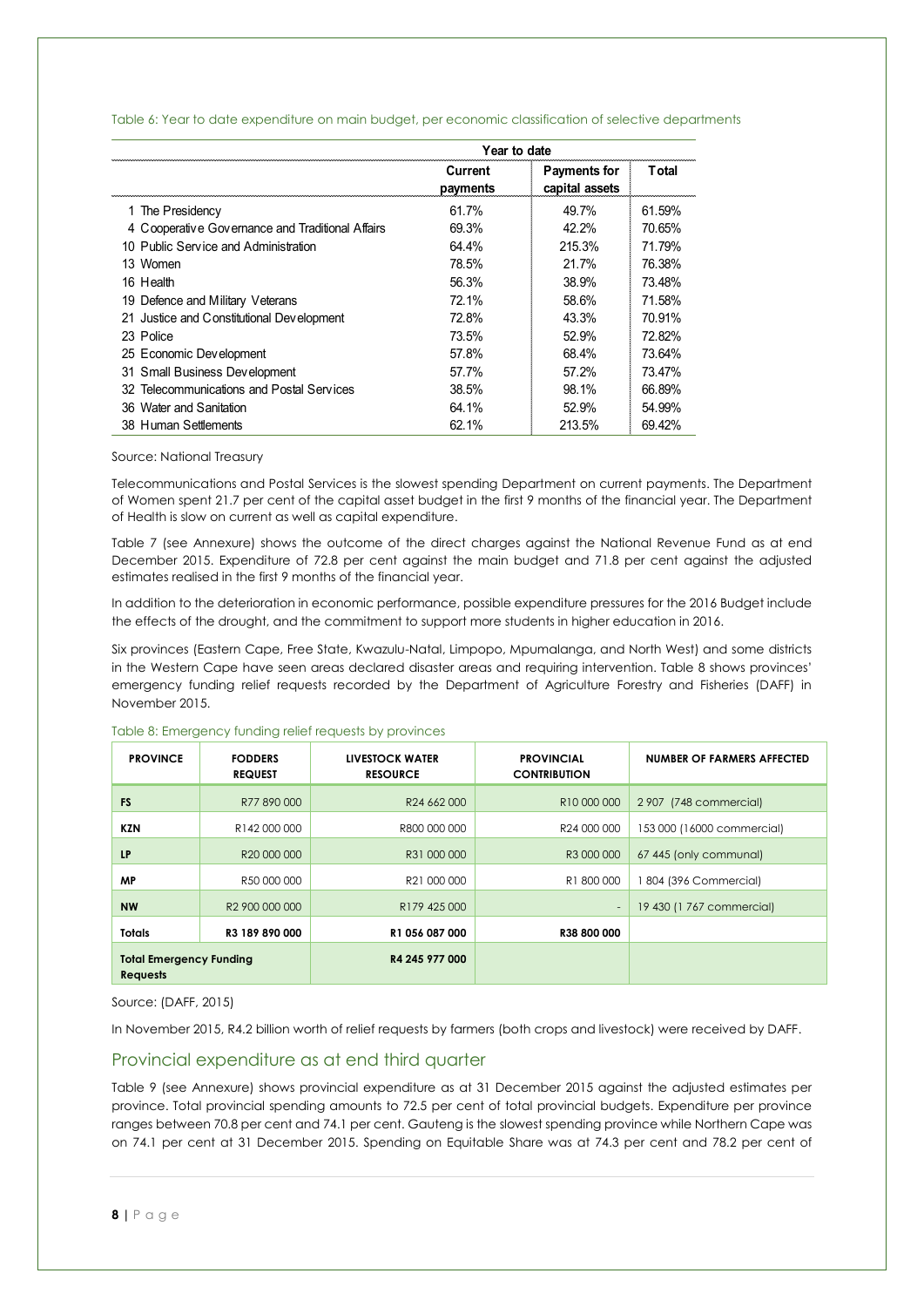Table 6: Year to date expenditure on main budget, per economic classification of selective departments

| | Year to date | | |
|---|---|---|---|
| | Current payments | Payments for capital assets | Total |
| 1 The Presidency | 61.7% | 49.7% | 61.59% |
| 4 Cooperative Governance and Traditional Affairs | 69.3% | 42.2% | 70.65% |
| 10 Public Service and Administration | 64.4% | 215.3% | 71.79% |
| 13 Women | 78.5% | 21.7% | 76.38% |
| 16 Health | 56.3% | 38.9% | 73.48% |
| 19 Defence and Military Veterans | 72.1% | 58.6% | 71.58% |
| 21 Justice and Constitutional Development | 72.8% | 43.3% | 70.91% |
| 23 Police | 73.5% | 52.9% | 72.82% |
| 25 Economic Development | 57.8% | 68.4% | 73.64% |
| 31 Small Business Development | 57.7% | 57.2% | 73.47% |
| 32 Telecommunications and Postal Services | 38.5% | 98.1% | 66.89% |
| 36 Water and Sanitation | 64.1% | 52.9% | 54.99% |
| 38 Human Settlements | 62.1% | 213.5% | 69.42% |

Source: National Treasury

Telecommunications and Postal Services is the slowest spending Department on current payments. The Department of Women spent 21.7 per cent of the capital asset budget in the first 9 months of the financial year. The Department of Health is slow on current as well as capital expenditure.

Table 7 (see Annexure) shows the outcome of the direct charges against the National Revenue Fund as at end December 2015. Expenditure of 72.8 per cent against the main budget and 71.8 per cent against the adjusted estimates realised in the first 9 months of the financial year.

In addition to the deterioration in economic performance, possible expenditure pressures for the 2016 Budget include the effects of the drought, and the commitment to support more students in higher education in 2016.

Six provinces (Eastern Cape, Free State, Kwazulu-Natal, Limpopo, Mpumalanga, and North West) and some districts in the Western Cape have seen areas declared disaster areas and requiring intervention. Table 8 shows provinces' emergency funding relief requests recorded by the Department of Agriculture Forestry and Fisheries (DAFF) in November 2015.

Table 8: Emergency funding relief requests by provinces

| PROVINCE | FODDERS REQUEST | LIVESTOCK WATER RESOURCE | PROVINCIAL CONTRIBUTION | NUMBER OF FARMERS AFFECTED |
|---|---|---|---|---|
| **FS** | R77 890 000 | R24 662 000 | R10 000 000 | 2 907 (748 commercial) |
| **KZN** | R142 000 000 | R800 000 000 | R24 000 000 | 153 000 (16000 commercial) |
| **LP** | R20 000 000 | R31 000 000 | R3 000 000 | 67 445 (only communal) |
| **MP** | R50 000 000 | R21 000 000 | R1 800 000 | 1 804 (396 Commercial) |
| **NW** | R2 900 000 000 | R179 425 000 | - | 19 430 (1 767 commercial) |
| **Totals** | **R3 189 890 000** | **R1 056 087 000** | **R38 800 000** | |
| **Total Emergency Funding Requests** | | **R4 245 977 000** | | |

Source: (DAFF, 2015)

In November 2015, R4.2 billion worth of relief requests by farmers (both crops and livestock) were received by DAFF.

## Provincial expenditure as at end third quarter

Table 9 (see Annexure) shows provincial expenditure as at 31 December 2015 against the adjusted estimates per province. Total provincial spending amounts to 72.5 per cent of total provincial budgets. Expenditure per province ranges between 70.8 per cent and 74.1 per cent. Gauteng is the slowest spending province while Northern Cape was on 74.1 per cent at 31 December 2015. Spending on Equitable Share was at 74.3 per cent and 78.2 per cent of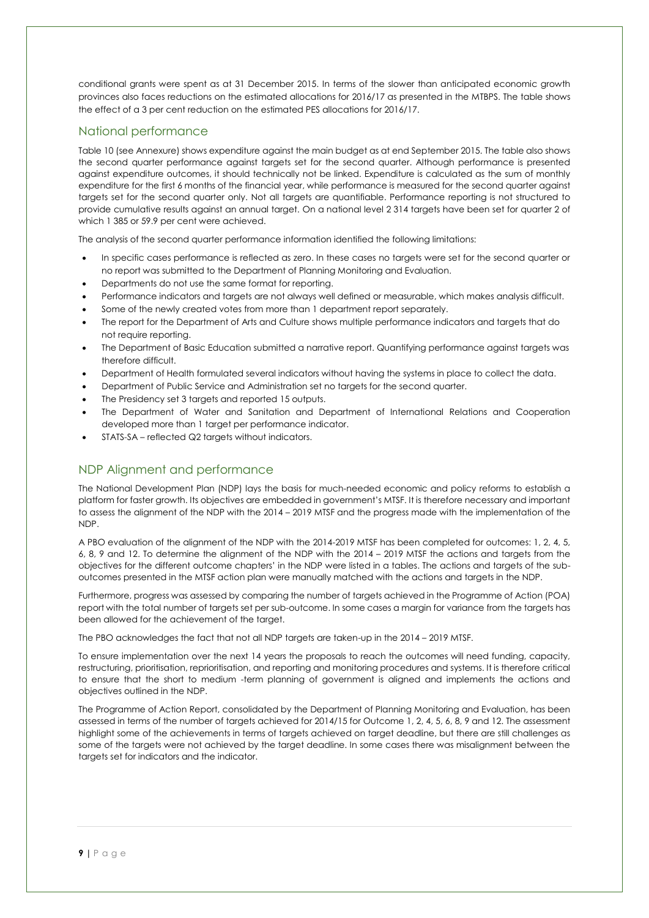conditional grants were spent as at 31 December 2015. In terms of the slower than anticipated economic growth provinces also faces reductions on the estimated allocations for 2016/17 as presented in the MTBPS. The table shows the effect of a 3 per cent reduction on the estimated PES allocations for 2016/17.

## National performance

Table 10 (see Annexure) shows expenditure against the main budget as at end September 2015. The table also shows the second quarter performance against targets set for the second quarter. Although performance is presented against expenditure outcomes, it should technically not be linked. Expenditure is calculated as the sum of monthly expenditure for the first 6 months of the financial year, while performance is measured for the second quarter against targets set for the second quarter only. Not all targets are quantifiable. Performance reporting is not structured to provide cumulative results against an annual target. On a national level 2 314 targets have been set for quarter 2 of which 1 385 or 59.9 per cent were achieved.

The analysis of the second quarter performance information identified the following limitations:

- In specific cases performance is reflected as zero. In these cases no targets were set for the second quarter or no report was submitted to the Department of Planning Monitoring and Evaluation.
- Departments do not use the same format for reporting.
- Performance indicators and targets are not always well defined or measurable, which makes analysis difficult.
- Some of the newly created votes from more than 1 department report separately.
- The report for the Department of Arts and Culture shows multiple performance indicators and targets that do not require reporting.
- The Department of Basic Education submitted a narrative report. Quantifying performance against targets was therefore difficult.
- Department of Health formulated several indicators without having the systems in place to collect the data.
- Department of Public Service and Administration set no targets for the second quarter.
- The Presidency set 3 targets and reported 15 outputs.
- The Department of Water and Sanitation and Department of International Relations and Cooperation developed more than 1 target per performance indicator.
- STATS-SA – reflected Q2 targets without indicators.

## NDP Alignment and performance

The National Development Plan (NDP) lays the basis for much-needed economic and policy reforms to establish a platform for faster growth. Its objectives are embedded in government's MTSF. It is therefore necessary and important to assess the alignment of the NDP with the 2014 – 2019 MTSF and the progress made with the implementation of the NDP.

A PBO evaluation of the alignment of the NDP with the 2014-2019 MTSF has been completed for outcomes: 1, 2, 4, 5, 6, 8, 9 and 12. To determine the alignment of the NDP with the 2014 – 2019 MTSF the actions and targets from the objectives for the different outcome chapters' in the NDP were listed in a tables. The actions and targets of the sub-outcomes presented in the MTSF action plan were manually matched with the actions and targets in the NDP.

Furthermore, progress was assessed by comparing the number of targets achieved in the Programme of Action (POA) report with the total number of targets set per sub-outcome. In some cases a margin for variance from the targets has been allowed for the achievement of the target.

The PBO acknowledges the fact that not all NDP targets are taken-up in the 2014 – 2019 MTSF.

To ensure implementation over the next 14 years the proposals to reach the outcomes will need funding, capacity, restructuring, prioritisation, reprioritisation, and reporting and monitoring procedures and systems. It is therefore critical to ensure that the short to medium -term planning of government is aligned and implements the actions and objectives outlined in the NDP.

The Programme of Action Report, consolidated by the Department of Planning Monitoring and Evaluation, has been assessed in terms of the number of targets achieved for 2014/15 for Outcome 1, 2, 4, 5, 6, 8, 9 and 12. The assessment highlight some of the achievements in terms of targets achieved on target deadline, but there are still challenges as some of the targets were not achieved by the target deadline. In some cases there was misalignment between the targets set for indicators and the indicator.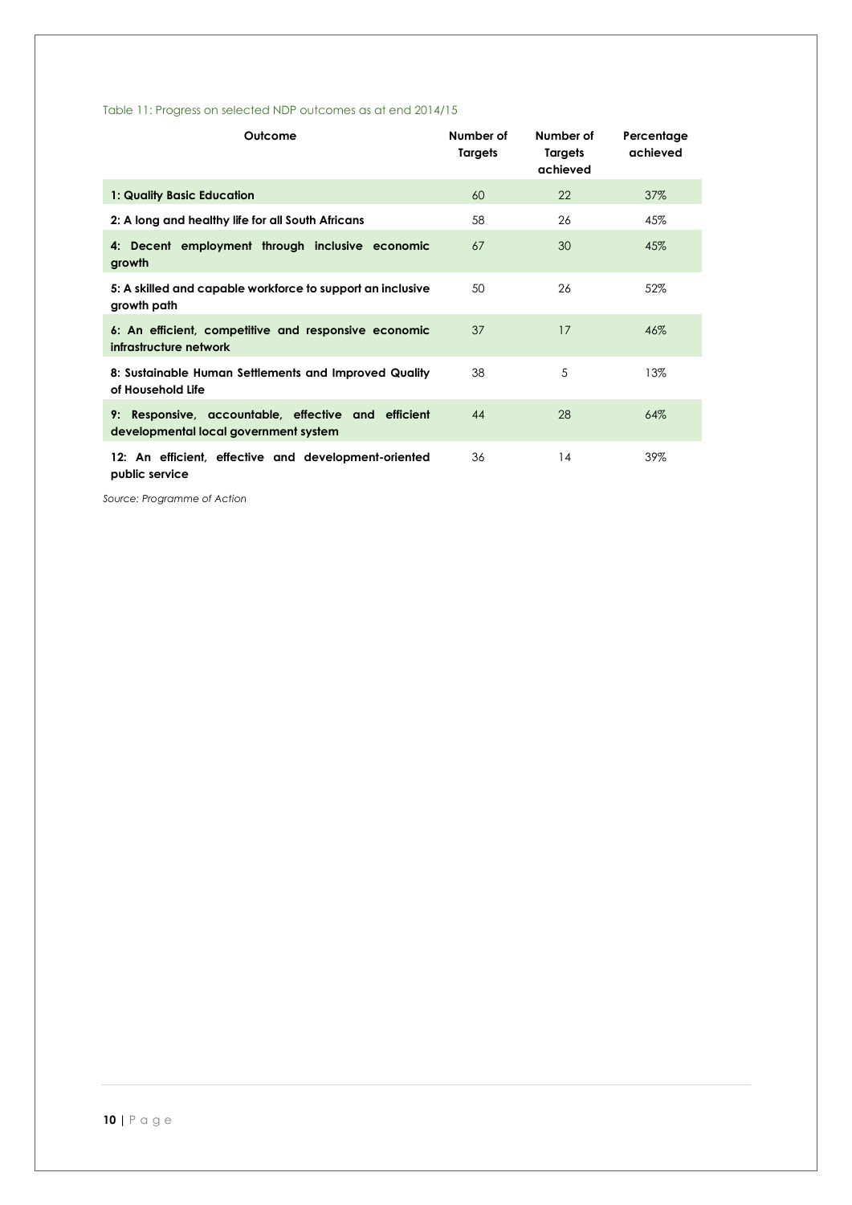Table 11: Progress on selected NDP outcomes as at end 2014/15

| Outcome | Number of Targets | Number of Targets achieved | Percentage achieved |
|---|---|---|---|
| **1: Quality Basic Education** | 60 | 22 | 37% |
| **2: A long and healthy life for all South Africans** | 58 | 26 | 45% |
| **4: Decent employment through inclusive economic growth** | 67 | 30 | 45% |
| **5: A skilled and capable workforce to support an inclusive growth path** | 50 | 26 | 52% |
| **6: An efficient, competitive and responsive economic infrastructure network** | 37 | 17 | 46% |
| **8: Sustainable Human Settlements and Improved Quality of Household Life** | 38 | 5 | 13% |
| **9: Responsive, accountable, effective and efficient developmental local government system** | 44 | 28 | 64% |
| **12: An efficient, effective and development-oriented public service** | 36 | 14 | 39% |

*Source: Programme of Action*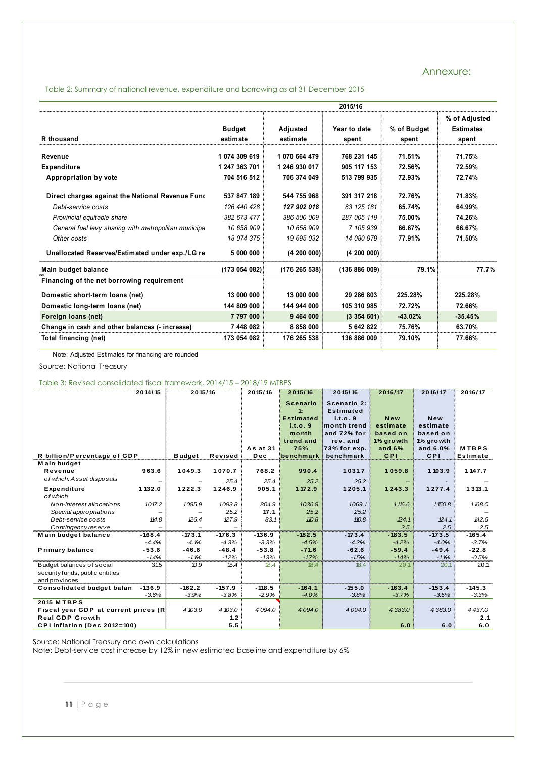## Annexure:

Table 2: Summary of national revenue, expenditure and borrowing as at 31 December 2015

| R thousand | 2015/16 Budget estimate | Adjusted estimate | Year to date spent | % of Budget spent | % of Adjusted Estimates spent |
|---|---|---|---|---|---|
| **Revenue** | 1 074 309 619 | 1 070 664 479 | 768 231 145 | 71.51% | 71.75% |
| **Expenditure** | 1 247 363 701 | 1 246 930 017 | 905 117 153 | 72.56% | 72.59% |
| **Appropriation by vote** | 704 516 512 | 706 374 049 | 513 799 935 | 72.93% | 72.74% |
| **Direct charges against the National Revenue Fund** | 537 847 189 | 544 755 968 | 391 317 218 | 72.76% | 71.83% |
| *Debt-service costs* | 126 440 428 | 127 902 018 | 83 125 181 | 65.74% | 64.99% |
| *Provincial equitable share* | 382 673 477 | 386 500 009 | 287 005 119 | 75.00% | 74.26% |
| *General fuel levy sharing with metropolitan municipa* | 10 658 909 | 10 658 909 | 7 105 939 | 66.67% | 66.67% |
| *Other costs* | 18 074 375 | 19 695 032 | 14 080 979 | 77.91% | 71.50% |
| **Unallocated Reserves/Estimated under exp./LG re** | 5 000 000 | (4 200 000) | (4 200 000) | | |
| **Main budget balance** | (173 054 082) | (176 265 538) | (136 886 009) | 79.1% | 77.7% |
| **Financing of the net borrowing requirement** | | | | | |
| **Domestic short-term loans (net)** | 13 000 000 | 13 000 000 | 29 286 803 | 225.28% | 225.28% |
| **Domestic long-term loans (net)** | 144 809 000 | 144 944 000 | 105 310 985 | 72.72% | 72.66% |
| **Foreign loans (net)** | 7 797 000 | 9 464 000 | (3 354 601) | -43.02% | -35.45% |
| **Change in cash and other balances (- increase)** | 7 448 082 | 8 858 000 | 5 642 822 | 75.76% | 63.70% |
| **Total financing (net)** | 173 054 082 | 176 265 538 | 136 886 009 | 79.10% | 77.66% |

Note: Adjusted Estimates for financing are rounded

Source: National Treasury

Table 3: Revised consolidated fiscal framework, 2014/15 – 2018/19 MTBPS

| R billion/Percentage of GDP | 2014/15 | 2015/16 Budget | 2015/16 Revised | 2015/16 As at 31 Dec | 2015/16 Scenario 1: Estimated i.t.o. 9 month trend and 75% benchmark | 2015/16 Scenario 2: Estimated i.t.o. 9 month trend and 72% for rev. and 73% for exp. benchmark | 2016/17 New estimate based on 1% growth and 6% CPI | 2016/17 New estimate based on 1% growth and 6.0% CPI | 2016/17 MTBPS Estimate |
|---|---|---|---|---|---|---|---|---|---|
| **Main budget** | | | | | | | | | |
| **Revenue** | 963.6 | 1049.3 | 1070.7 | 768.2 | 990.4 | 1031.7 | 1059.8 | 1103.9 | 1147.7 |
| *of which: Asset disposals* | – | – | 25.4 | 25.4 | 25.2 | 25.2 | – | - | – |
| **Expenditure** | 1132.0 | 1222.3 | 1246.9 | 905.1 | 1172.9 | 1205.1 | 1243.3 | 1277.4 | 1313.1 |
| *of which* | | | | | | | | | |
| *Non-interest allocations* | 1017.2 | 1095.9 | 1093.8 | 804.9 | 1036.9 | 1069.1 | 1116.6 | 1150.8 | 1168.0 |
| *Special appropriations* | – | – | 25.2 | 17.1 | 25.2 | 25.2 | | | – |
| *Debt-service costs* | 114.8 | 126.4 | 127.9 | 83.1 | 110.8 | 110.8 | 124.1 | 124.1 | 142.6 |
| *Contingency reserve* | – | – | – | | | | 2.5 | 2.5 | 2.5 |
| **Main budget balance** | -168.4 | -173.1 | -176.3 | -136.9 | -182.5 | -173.4 | -183.5 | -173.5 | -165.4 |
| | -4.4% | -4.1% | -4.3% | -3.3% | -4.5% | -4.2% | -4.2% | -4.0% | -3.7% |
| **Primary balance** | -53.6 | -46.6 | -48.4 | -53.8 | -71.6 | -62.6 | -59.4 | -49.4 | -22.8 |
| | -1.4% | -1.1% | -1.2% | -1.3% | -1.7% | -1.5% | -1.4% | -1.1% | -0.5% |
| Budget balances of social security funds, public entities and provinces | 31.5 | 10.9 | 18.4 | 18.4 | 18.4 | 18.4 | 20.1 | 20.1 | 20.1 |
| **Consolidated budget balan** | -136.9 | -162.2 | -157.9 | -118.5 | -164.1 | -155.0 | -163.4 | -153.4 | -145.3 |
| | -3.6% | -3.9% | -3.8% | -2.9% | -4.0% | -3.8% | -3.7% | -3.5% | -3.3% |
| **2015 MTBPS** | | | | | | | | | |
| **Fiscal year GDP at current prices (R** | | 4 103.0 | 4 103.0 | 4 094.0 | 4 094.0 | 4 094.0 | 4 383.0 | 4 383.0 | 4 437.0 |
| **Real GDP Growth** | | | 1.2 | | | | | | 2.1 |
| **CPI inflation (Dec 2012=100)** | | | 5.5 | | | | 6.0 | 6.0 | 6.0 |

Source: National Treasury and own calculations

Note: Debt-service cost increase by 12% in new estimated baseline and expenditure by 6%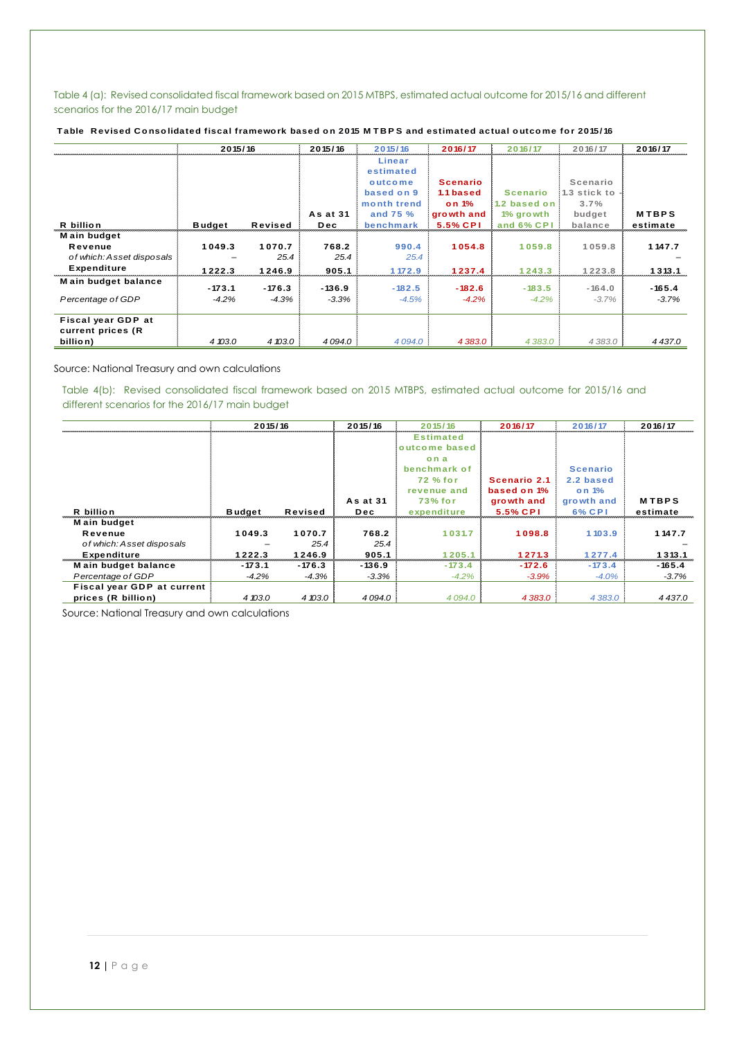Table 4 (a): Revised consolidated fiscal framework based on 2015 MTBPS, estimated actual outcome for 2015/16 and different scenarios for the 2016/17 main budget

**Table Revised Consolidated fiscal framework based on 2015 MTBPS and estimated actual outcome for 2015/16**

| R billion | 2015/16 Budget | 2015/16 Revised | 2015/16 As at 31 Dec | 2015/16 Linear estimated outcome based on 9 month trend and 75 % benchmark | 2016/17 Scenario 1.1 based on 1% growth and 5.5% CPI | 2016/17 Scenario 1.2 based on 1% growth and 6% CPI | 2016/17 Scenario 1.3 stick to -3.7% budget balance | 2016/17 MTBPS estimate |
|---|---|---|---|---|---|---|---|---|
| **Main budget** | | | | | | | | |
| **Revenue** | **1049.3** | **1070.7** | **768.2** | **990.4** | **1054.8** | **1059.8** | 1059.8 | **1147.7** |
| *of which: Asset disposals* | – | *25.4* | *25.4* | *25.4* | | | | – |
| **Expenditure** | **1222.3** | **1246.9** | **905.1** | **1172.9** | **1237.4** | **1243.3** | 1223.8 | **1313.1** |
| **Main budget balance** | **-173.1** | **-176.3** | **-136.9** | **-182.5** | **-182.6** | **-183.5** | -164.0 | **-165.4** |
| *Percentage of GDP* | *-4.2%* | *-4.3%* | *-3.3%* | *-4.5%* | *-4.2%* | *-4.2%* | *-3.7%* | *-3.7%* |
| **Fiscal year GDP at current prices (R billion)** | *4 103.0* | *4 103.0* | *4 094.0* | *4 094.0* | *4 383.0* | *4 383.0* | *4 383.0* | *4 437.0* |

Source: National Treasury and own calculations

Table 4(b): Revised consolidated fiscal framework based on 2015 MTBPS, estimated actual outcome for 2015/16 and different scenarios for the 2016/17 main budget

| R billion | 2015/16 Budget | 2015/16 Revised | 2015/16 As at 31 Dec | 2015/16 Estimated outcome based on a benchmark of 72 % for revenue and 73% for expenditure | 2016/17 Scenario 2.1 based on 1% growth and 5.5% CPI | 2016/17 Scenario 2.2 based on 1% growth and 6% CPI | 2016/17 MTBPS estimate |
|---|---|---|---|---|---|---|---|
| **Main budget** | | | | | | | |
| **Revenue** | **1049.3** | **1070.7** | **768.2** | **1031.7** | **1098.8** | **1103.9** | **1147.7** |
| *of which: Asset disposals* | – | *25.4* | *25.4* | | | | – |
| **Expenditure** | **1222.3** | **1246.9** | **905.1** | **1205.1** | **1271.3** | **1277.4** | **1313.1** |
| **Main budget balance** | **-173.1** | **-176.3** | **-136.9** | **-173.4** | **-172.6** | **-173.4** | **-165.4** |
| *Percentage of GDP* | *-4.2%* | *-4.3%* | *-3.3%* | *-4.2%* | *-3.9%* | *-4.0%* | *-3.7%* |
| **Fiscal year GDP at current prices (R billion)** | *4 103.0* | *4 103.0* | *4 094.0* | *4 094.0* | *4 383.0* | *4 383.0* | *4 437.0* |

Source: National Treasury and own calculations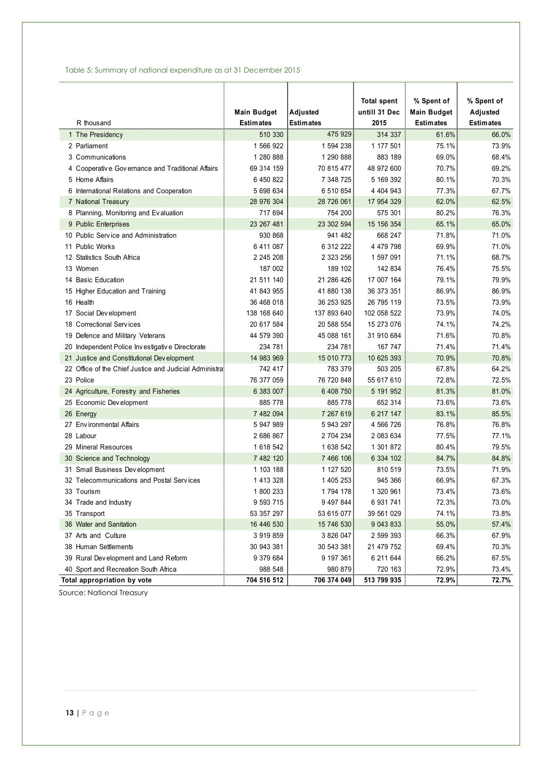Table 5: Summary of national expenditure as at 31 December 2015

| R thousand | Main Budget Estimates | Adjusted Estimates | Total spent untill 31 Dec 2015 | % Spent of Main Budget Estimates | % Spent of Adjusted Estimates |
|---|---|---|---|---|---|
| 1 The Presidency | 510 330 | 475 929 | 314 337 | 61.6% | 66.0% |
| 2 Parliament | 1 566 922 | 1 594 238 | 1 177 501 | 75.1% | 73.9% |
| 3 Communications | 1 280 888 | 1 290 888 | 883 189 | 69.0% | 68.4% |
| 4 Cooperative Governance and Traditional Affairs | 69 314 159 | 70 815 477 | 48 972 600 | 70.7% | 69.2% |
| 5 Home Affairs | 6 450 822 | 7 348 725 | 5 169 392 | 80.1% | 70.3% |
| 6 International Relations and Cooperation | 5 698 634 | 6 510 854 | 4 404 943 | 77.3% | 67.7% |
| 7 National Treasury | 28 976 304 | 28 726 061 | 17 954 329 | 62.0% | 62.5% |
| 8 Planning, Monitoring and Evaluation | 717 694 | 754 200 | 575 301 | 80.2% | 76.3% |
| 9 Public Enterprises | 23 267 481 | 23 302 594 | 15 156 354 | 65.1% | 65.0% |
| 10 Public Service and Administration | 930 868 | 941 482 | 668 247 | 71.8% | 71.0% |
| 11 Public Works | 6 411 087 | 6 312 222 | 4 479 798 | 69.9% | 71.0% |
| 12 Statistics South Africa | 2 245 208 | 2 323 256 | 1 597 091 | 71.1% | 68.7% |
| 13 Women | 187 002 | 189 102 | 142 834 | 76.4% | 75.5% |
| 14 Basic Education | 21 511 140 | 21 286 426 | 17 007 164 | 79.1% | 79.9% |
| 15 Higher Education and Training | 41 843 955 | 41 880 138 | 36 373 351 | 86.9% | 86.9% |
| 16 Health | 36 468 018 | 36 253 925 | 26 795 119 | 73.5% | 73.9% |
| 17 Social Development | 138 168 640 | 137 893 640 | 102 058 522 | 73.9% | 74.0% |
| 18 Correctional Services | 20 617 584 | 20 588 554 | 15 273 076 | 74.1% | 74.2% |
| 19 Defence and Military Veterans | 44 579 390 | 45 088 161 | 31 910 684 | 71.6% | 70.8% |
| 20 Independent Police Investigative Directorate | 234 781 | 234 781 | 167 747 | 71.4% | 71.4% |
| 21 Justice and Constitutional Development | 14 983 969 | 15 010 773 | 10 625 393 | 70.9% | 70.8% |
| 22 Office of the Chief Justice and Judicial Administra | 742 417 | 783 379 | 503 205 | 67.8% | 64.2% |
| 23 Police | 76 377 059 | 76 720 848 | 55 617 610 | 72.8% | 72.5% |
| 24 Agriculture, Forestry and Fisheries | 6 383 007 | 6 408 750 | 5 191 952 | 81.3% | 81.0% |
| 25 Economic Development | 885 778 | 885 778 | 652 314 | 73.6% | 73.6% |
| 26 Energy | 7 482 094 | 7 267 619 | 6 217 147 | 83.1% | 85.5% |
| 27 Environmental Affairs | 5 947 989 | 5 943 297 | 4 566 726 | 76.8% | 76.8% |
| 28 Labour | 2 686 867 | 2 704 234 | 2 083 634 | 77.5% | 77.1% |
| 29 Mineral Resources | 1 618 542 | 1 638 542 | 1 301 872 | 80.4% | 79.5% |
| 30 Science and Technology | 7 482 120 | 7 466 106 | 6 334 102 | 84.7% | 84.8% |
| 31 Small Business Development | 1 103 188 | 1 127 520 | 810 519 | 73.5% | 71.9% |
| 32 Telecommunications and Postal Services | 1 413 328 | 1 405 253 | 945 366 | 66.9% | 67.3% |
| 33 Tourism | 1 800 233 | 1 794 178 | 1 320 961 | 73.4% | 73.6% |
| 34 Trade and Industry | 9 593 715 | 9 497 844 | 6 931 741 | 72.3% | 73.0% |
| 35 Transport | 53 357 297 | 53 615 077 | 39 561 029 | 74.1% | 73.8% |
| 36 Water and Sanitation | 16 446 530 | 15 746 530 | 9 043 833 | 55.0% | 57.4% |
| 37 Arts and Culture | 3 919 859 | 3 826 047 | 2 599 393 | 66.3% | 67.9% |
| 38 Human Settlements | 30 943 381 | 30 543 381 | 21 479 752 | 69.4% | 70.3% |
| 39 Rural Development and Land Reform | 9 379 684 | 9 197 361 | 6 211 644 | 66.2% | 67.5% |
| 40 Sport and Recreation South Africa | 988 548 | 980 879 | 720 163 | 72.9% | 73.4% |
| **Total appropriation by vote** | **704 516 512** | **706 374 049** | **513 799 935** | **72.9%** | **72.7%** |

Source: National Treasury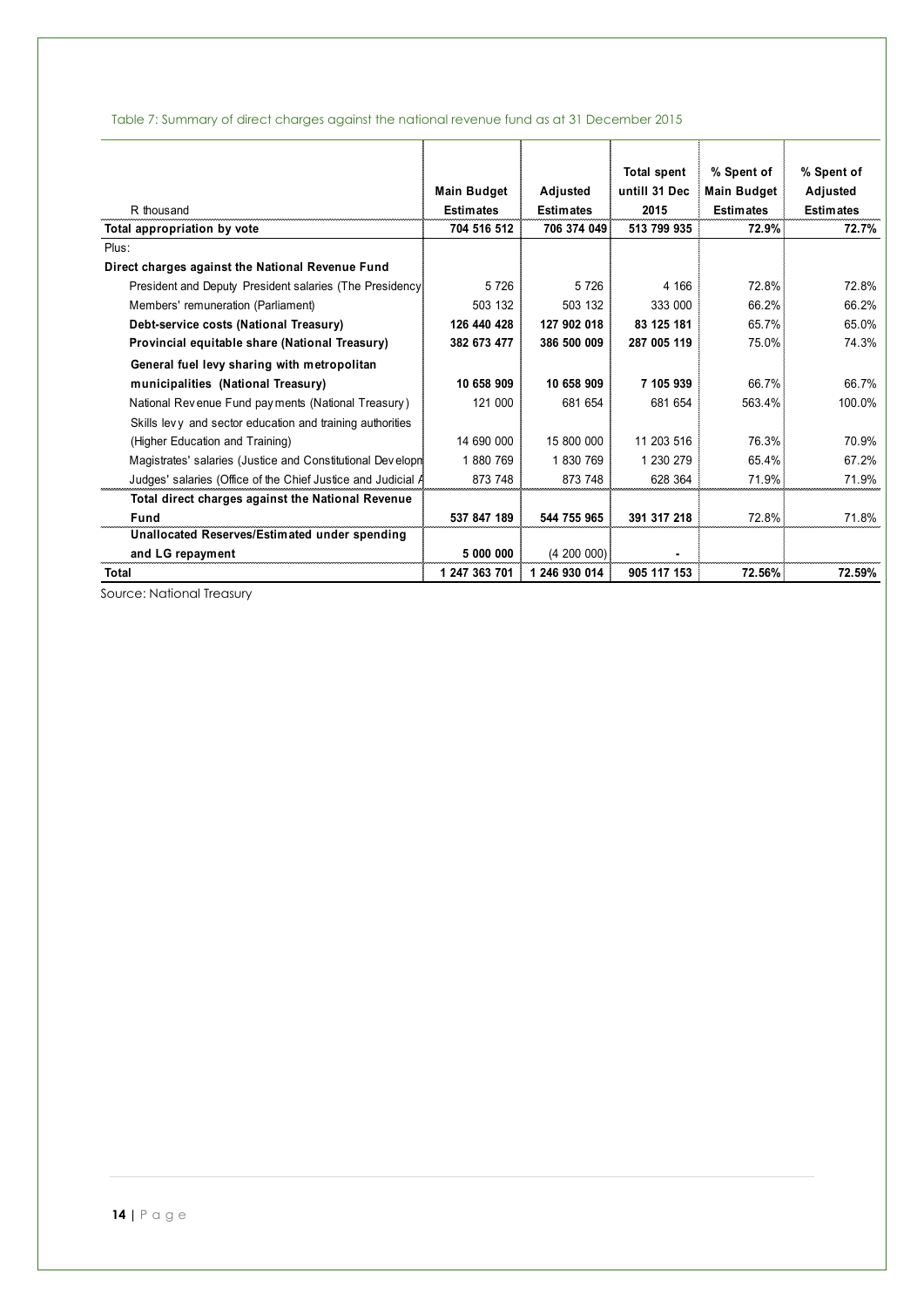Table 7: Summary of direct charges against the national revenue fund as at 31 December 2015

| R thousand | Main Budget Estimates | Adjusted Estimates | Total spent untill 31 Dec 2015 | % Spent of Main Budget Estimates | % Spent of Adjusted Estimates |
|---|---|---|---|---|---|
| **Total appropriation by vote** | **704 516 512** | **706 374 049** | **513 799 935** | **72.9%** | **72.7%** |
| Plus: | | | | | |
| **Direct charges against the National Revenue Fund** | | | | | |
| President and Deputy President salaries (The Presidency | 5 726 | 5 726 | 4 166 | 72.8% | 72.8% |
| Members' remuneration (Parliament) | 503 132 | 503 132 | 333 000 | 66.2% | 66.2% |
| **Debt-service costs (National Treasury)** | **126 440 428** | **127 902 018** | **83 125 181** | 65.7% | 65.0% |
| **Provincial equitable share (National Treasury)** | **382 673 477** | **386 500 009** | **287 005 119** | 75.0% | 74.3% |
| **General fuel levy sharing with metropolitan municipalities (National Treasury)** | **10 658 909** | **10 658 909** | **7 105 939** | 66.7% | 66.7% |
| National Revenue Fund payments (National Treasury) | 121 000 | 681 654 | 681 654 | 563.4% | 100.0% |
| Skills levy and sector education and training authorities (Higher Education and Training) | 14 690 000 | 15 800 000 | 11 203 516 | 76.3% | 70.9% |
| Magistrates' salaries (Justice and Constitutional Developm | 1 880 769 | 1 830 769 | 1 230 279 | 65.4% | 67.2% |
| Judges' salaries (Office of the Chief Justice and Judicial A | 873 748 | 873 748 | 628 364 | 71.9% | 71.9% |
| **Total direct charges against the National Revenue Fund** | **537 847 189** | **544 755 965** | **391 317 218** | 72.8% | 71.8% |
| **Unallocated Reserves/Estimated under spending and LG repayment** | **5 000 000** | (4 200 000) | **-** | | |
| **Total** | **1 247 363 701** | **1 246 930 014** | **905 117 153** | **72.56%** | **72.59%** |

Source: National Treasury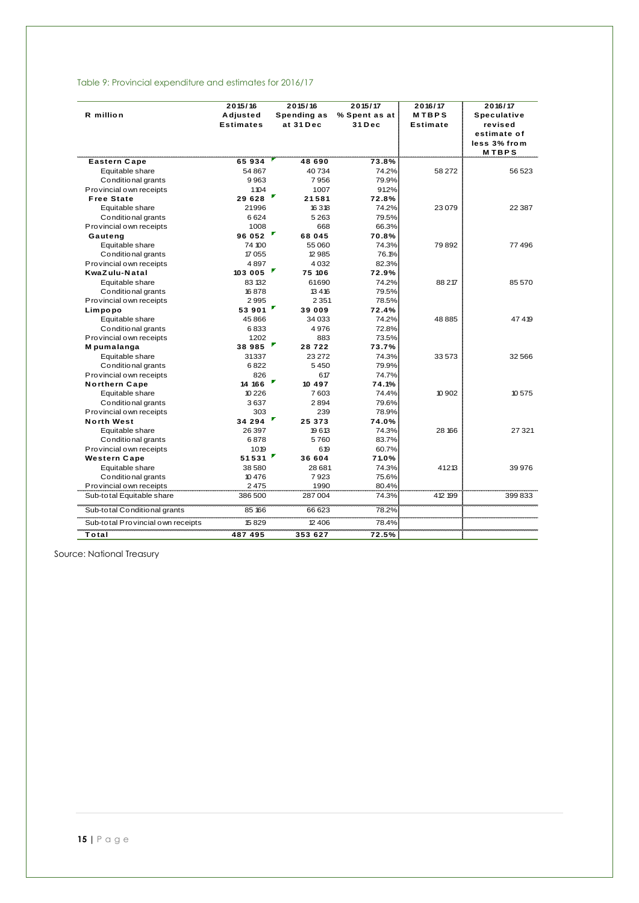Table 9: Provincial expenditure and estimates for 2016/17

| R million | 2015/16 Adjusted Estimates | 2015/16 Spending as at 31 Dec | 2015/17 % Spent as at 31 Dec | 2016/17 MTBPS Estimate | 2016/17 Speculative revised estimate of less 3% from MTBPS |
|---|---|---|---|---|---|
| **Eastern Cape** | **65 934** | **48 690** | **73.8%** | | |
| Equitable share | 54 867 | 40 734 | 74.2% | 58 272 | 56 523 |
| Conditional grants | 9 963 | 7 956 | 79.9% | | |
| Provincial own receipts | 1 104 | 1 007 | 91.2% | | |
| **Free State** | **29 628** | **21 581** | **72.8%** | | |
| Equitable share | 21 996 | 16 318 | 74.2% | 23 079 | 22 387 |
| Conditional grants | 6 624 | 5 263 | 79.5% | | |
| Provincial own receipts | 1 008 | 668 | 66.3% | | |
| **Gauteng** | **96 052** | **68 045** | **70.8%** | | |
| Equitable share | 74 100 | 55 060 | 74.3% | 79 892 | 77 496 |
| Conditional grants | 17 055 | 12 985 | 76.1% | | |
| Provincial own receipts | 4 897 | 4 032 | 82.3% | | |
| **KwaZulu-Natal** | **103 005** | **75 106** | **72.9%** | | |
| Equitable share | 83 132 | 61 690 | 74.2% | 88 217 | 85 570 |
| Conditional grants | 16 878 | 13 416 | 79.5% | | |
| Provincial own receipts | 2 995 | 2 351 | 78.5% | | |
| **Limpopo** | **53 901** | **39 009** | **72.4%** | | |
| Equitable share | 45 866 | 34 033 | 74.2% | 48 885 | 47 419 |
| Conditional grants | 6 833 | 4 976 | 72.8% | | |
| Provincial own receipts | 1 202 | 883 | 73.5% | | |
| **Mpumalanga** | **38 985** | **28 722** | **73.7%** | | |
| Equitable share | 31 337 | 23 272 | 74.3% | 33 573 | 32 566 |
| Conditional grants | 6 822 | 5 450 | 79.9% | | |
| Provincial own receipts | 826 | 617 | 74.7% | | |
| **Northern Cape** | **14 166** | **10 497** | **74.1%** | | |
| Equitable share | 10 226 | 7 603 | 74.4% | 10 902 | 10 575 |
| Conditional grants | 3 637 | 2 894 | 79.6% | | |
| Provincial own receipts | 303 | 239 | 78.9% | | |
| **North West** | **34 294** | **25 373** | **74.0%** | | |
| Equitable share | 26 397 | 19 613 | 74.3% | 28 166 | 27 321 |
| Conditional grants | 6 878 | 5 760 | 83.7% | | |
| Provincial own receipts | 1 019 | 619 | 60.7% | | |
| **Western Cape** | **51 531** | **36 604** | **71.0%** | | |
| Equitable share | 38 580 | 28 681 | 74.3% | 41 213 | 39 976 |
| Conditional grants | 10 476 | 7 923 | 75.6% | | |
| Provincial own receipts | 2 475 | 1 990 | 80.4% | | |
| Sub-total Equitable share | 386 500 | 287 004 | 74.3% | 412 199 | 399 833 |
| Sub-total Conditional grants | 85 166 | 66 623 | 78.2% | | |
| Sub-total Provincial own receipts | 15 829 | 12 406 | 78.4% | | |
| **Total** | **487 495** | **353 627** | **72.5%** | | |

Source: National Treasury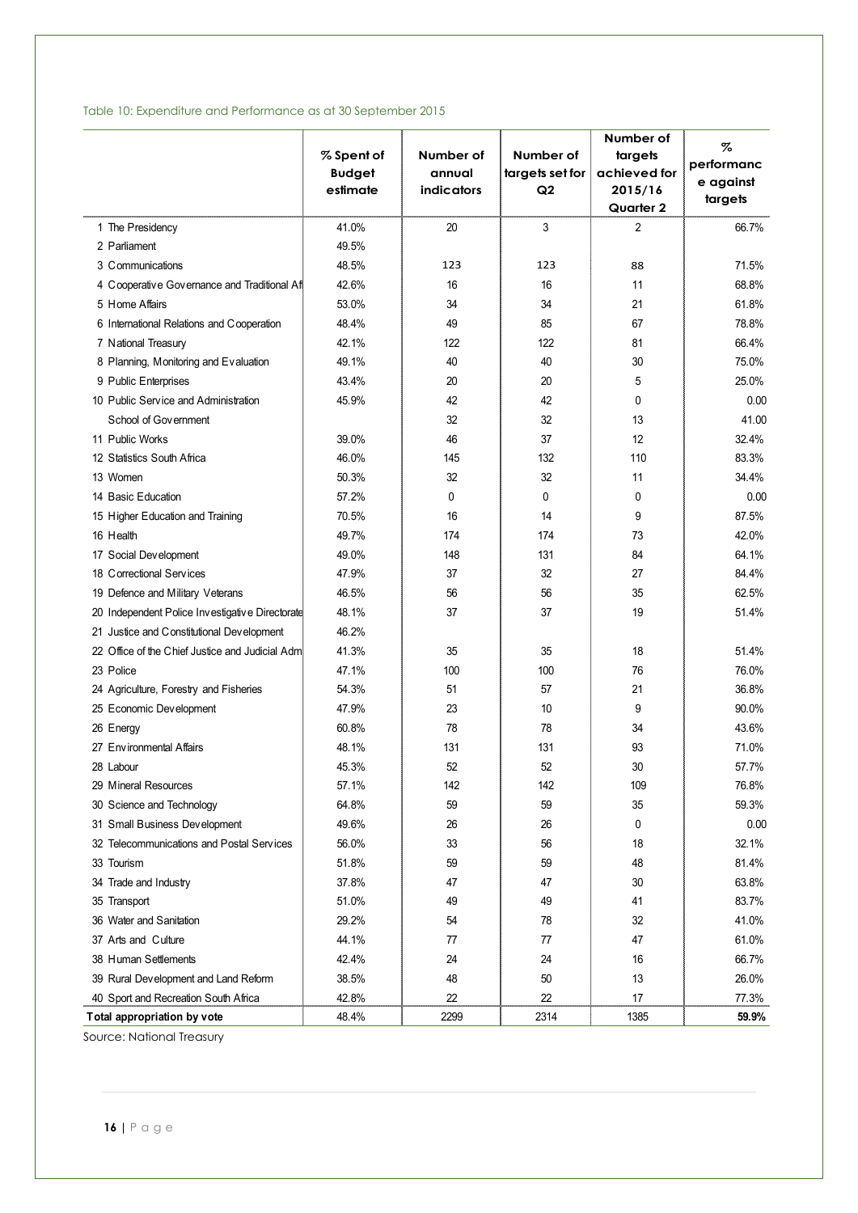Table 10: Expenditure and Performance as at 30 September 2015

| | % Spent of Budget estimate | Number of annual indicators | Number of targets set for Q2 | Number of targets achieved for 2015/16 Quarter 2 | % performance against targets |
|---|---|---|---|---|---|
| 1 The Presidency | 41.0% | 20 | 3 | 2 | 66.7% |
| 2 Parliament | 49.5% | | | | |
| 3 Communications | 48.5% | 123 | 123 | 88 | 71.5% |
| 4 Cooperative Governance and Traditional Af | 42.6% | 16 | 16 | 11 | 68.8% |
| 5 Home Affairs | 53.0% | 34 | 34 | 21 | 61.8% |
| 6 International Relations and Cooperation | 48.4% | 49 | 85 | 67 | 78.8% |
| 7 National Treasury | 42.1% | 122 | 122 | 81 | 66.4% |
| 8 Planning, Monitoring and Evaluation | 49.1% | 40 | 40 | 30 | 75.0% |
| 9 Public Enterprises | 43.4% | 20 | 20 | 5 | 25.0% |
| 10 Public Service and Administration | 45.9% | 42 | 42 | 0 | 0.00 |
| School of Government | | 32 | 32 | 13 | 41.00 |
| 11 Public Works | 39.0% | 46 | 37 | 12 | 32.4% |
| 12 Statistics South Africa | 46.0% | 145 | 132 | 110 | 83.3% |
| 13 Women | 50.3% | 32 | 32 | 11 | 34.4% |
| 14 Basic Education | 57.2% | 0 | 0 | 0 | 0.00 |
| 15 Higher Education and Training | 70.5% | 16 | 14 | 9 | 87.5% |
| 16 Health | 49.7% | 174 | 174 | 73 | 42.0% |
| 17 Social Development | 49.0% | 148 | 131 | 84 | 64.1% |
| 18 Correctional Services | 47.9% | 37 | 32 | 27 | 84.4% |
| 19 Defence and Military Veterans | 46.5% | 56 | 56 | 35 | 62.5% |
| 20 Independent Police Investigative Directorate | 48.1% | 37 | 37 | 19 | 51.4% |
| 21 Justice and Constitutional Development | 46.2% | | | | |
| 22 Office of the Chief Justice and Judicial Adm | 41.3% | 35 | 35 | 18 | 51.4% |
| 23 Police | 47.1% | 100 | 100 | 76 | 76.0% |
| 24 Agriculture, Forestry and Fisheries | 54.3% | 51 | 57 | 21 | 36.8% |
| 25 Economic Development | 47.9% | 23 | 10 | 9 | 90.0% |
| 26 Energy | 60.8% | 78 | 78 | 34 | 43.6% |
| 27 Environmental Affairs | 48.1% | 131 | 131 | 93 | 71.0% |
| 28 Labour | 45.3% | 52 | 52 | 30 | 57.7% |
| 29 Mineral Resources | 57.1% | 142 | 142 | 109 | 76.8% |
| 30 Science and Technology | 64.8% | 59 | 59 | 35 | 59.3% |
| 31 Small Business Development | 49.6% | 26 | 26 | 0 | 0.00 |
| 32 Telecommunications and Postal Services | 56.0% | 33 | 56 | 18 | 32.1% |
| 33 Tourism | 51.8% | 59 | 59 | 48 | 81.4% |
| 34 Trade and Industry | 37.8% | 47 | 47 | 30 | 63.8% |
| 35 Transport | 51.0% | 49 | 49 | 41 | 83.7% |
| 36 Water and Sanitation | 29.2% | 54 | 78 | 32 | 41.0% |
| 37 Arts and Culture | 44.1% | 77 | 77 | 47 | 61.0% |
| 38 Human Settlements | 42.4% | 24 | 24 | 16 | 66.7% |
| 39 Rural Development and Land Reform | 38.5% | 48 | 50 | 13 | 26.0% |
| 40 Sport and Recreation South Africa | 42.8% | 22 | 22 | 17 | 77.3% |
| **Total appropriation by vote** | 48.4% | 2299 | 2314 | 1385 | **59.9%** |

Source: National Treasury